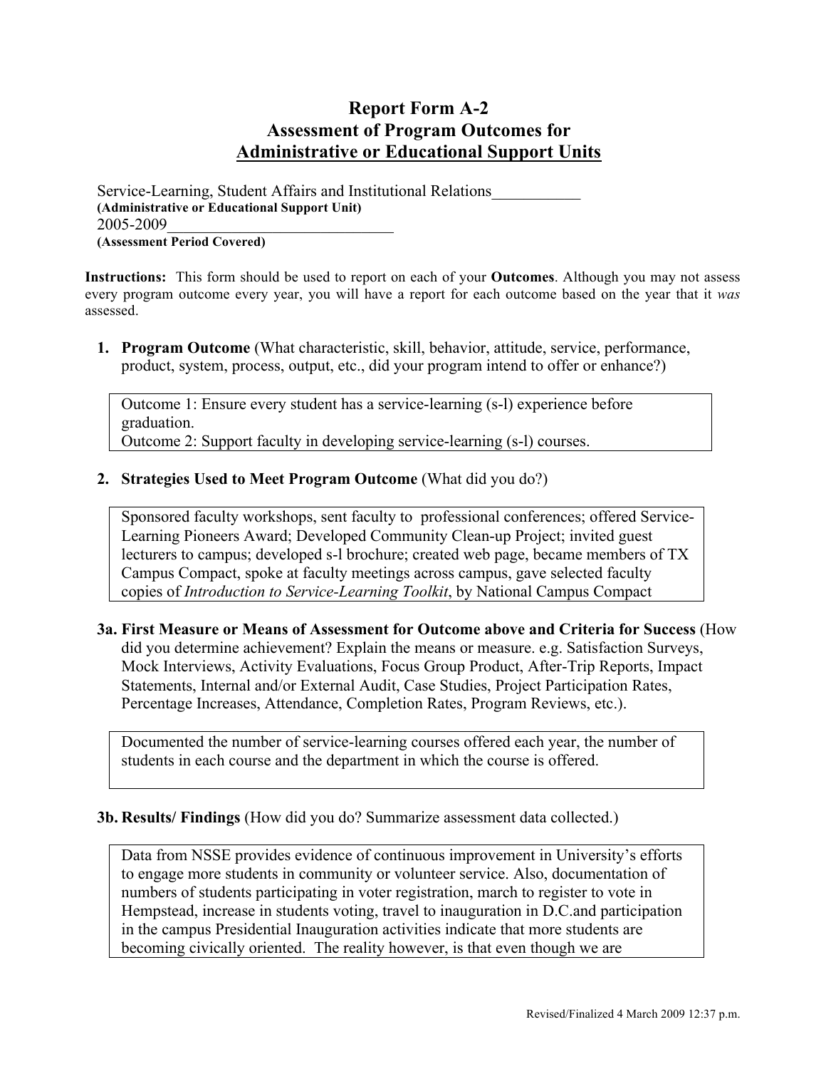# Report Form A-2
## Assessment of Program Outcomes for
## Administrative or Educational Support Units

Service-Learning, Student Affairs and Institutional Relations___________
**(Administrative or Educational Support Unit)**
2005-2009____________________________
**(Assessment Period Covered)**

**Instructions:** This form should be used to report on each of your **Outcomes**. Although you may not assess every program outcome every year, you will have a report for each outcome based on the year that it *was* assessed.

1. **Program Outcome** (What characteristic, skill, behavior, attitude, service, performance, product, system, process, output, etc., did your program intend to offer or enhance?)

> Outcome 1: Ensure every student has a service-learning (s-l) experience before graduation.
> Outcome 2: Support faculty in developing service-learning (s-l) courses.

2. **Strategies Used to Meet Program Outcome** (What did you do?)

> Sponsored faculty workshops, sent faculty to professional conferences; offered Service-Learning Pioneers Award; Developed Community Clean-up Project; invited guest lecturers to campus; developed s-l brochure; created web page, became members of TX Campus Compact, spoke at faculty meetings across campus, gave selected faculty copies of *Introduction to Service-Learning Toolkit*, by National Campus Compact

**3a. First Measure or Means of Assessment for Outcome above and Criteria for Success** (How did you determine achievement? Explain the means or measure. e.g. Satisfaction Surveys, Mock Interviews, Activity Evaluations, Focus Group Product, After-Trip Reports, Impact Statements, Internal and/or External Audit, Case Studies, Project Participation Rates, Percentage Increases, Attendance, Completion Rates, Program Reviews, etc.).

> Documented the number of service-learning courses offered each year, the number of students in each course and the department in which the course is offered.

**3b. Results/ Findings** (How did you do? Summarize assessment data collected.)

> Data from NSSE provides evidence of continuous improvement in University's efforts to engage more students in community or volunteer service. Also, documentation of numbers of students participating in voter registration, march to register to vote in Hempstead, increase in students voting, travel to inauguration in D.C.and participation in the campus Presidential Inauguration activities indicate that more students are becoming civically oriented. The reality however, is that even though we are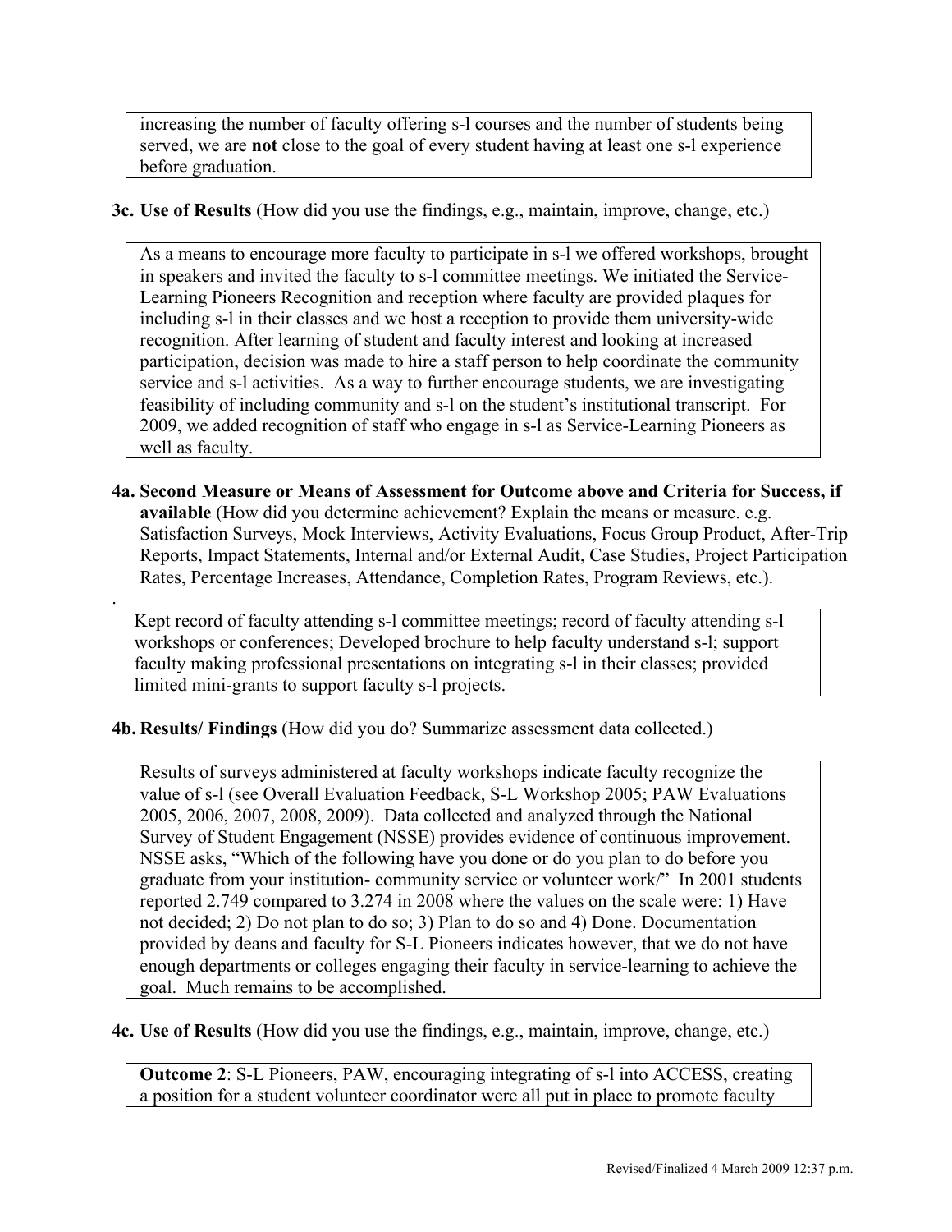increasing the number of faculty offering s-l courses and the number of students being served, we are **not** close to the goal of every student having at least one s-l experience before graduation.

**3c. Use of Results** (How did you use the findings, e.g., maintain, improve, change, etc.)

As a means to encourage more faculty to participate in s-l we offered workshops, brought in speakers and invited the faculty to s-l committee meetings. We initiated the Service-Learning Pioneers Recognition and reception where faculty are provided plaques for including s-l in their classes and we host a reception to provide them university-wide recognition. After learning of student and faculty interest and looking at increased participation, decision was made to hire a staff person to help coordinate the community service and s-l activities. As a way to further encourage students, we are investigating feasibility of including community and s-l on the student's institutional transcript. For 2009, we added recognition of staff who engage in s-l as Service-Learning Pioneers as well as faculty.

**4a. Second Measure or Means of Assessment for Outcome above and Criteria for Success, if available** (How did you determine achievement? Explain the means or measure. e.g. Satisfaction Surveys, Mock Interviews, Activity Evaluations, Focus Group Product, After-Trip Reports, Impact Statements, Internal and/or External Audit, Case Studies, Project Participation Rates, Percentage Increases, Attendance, Completion Rates, Program Reviews, etc.).

Kept record of faculty attending s-l committee meetings; record of faculty attending s-l workshops or conferences; Developed brochure to help faculty understand s-l; support faculty making professional presentations on integrating s-l in their classes; provided limited mini-grants to support faculty s-l projects.

**4b. Results/ Findings** (How did you do? Summarize assessment data collected.)

Results of surveys administered at faculty workshops indicate faculty recognize the value of s-l (see Overall Evaluation Feedback, S-L Workshop 2005; PAW Evaluations 2005, 2006, 2007, 2008, 2009). Data collected and analyzed through the National Survey of Student Engagement (NSSE) provides evidence of continuous improvement. NSSE asks, "Which of the following have you done or do you plan to do before you graduate from your institution- community service or volunteer work/" In 2001 students reported 2.749 compared to 3.274 in 2008 where the values on the scale were: 1) Have not decided; 2) Do not plan to do so; 3) Plan to do so and 4) Done. Documentation provided by deans and faculty for S-L Pioneers indicates however, that we do not have enough departments or colleges engaging their faculty in service-learning to achieve the goal. Much remains to be accomplished.

**4c. Use of Results** (How did you use the findings, e.g., maintain, improve, change, etc.)

**Outcome 2**: S-L Pioneers, PAW, encouraging integrating of s-l into ACCESS, creating a position for a student volunteer coordinator were all put in place to promote faculty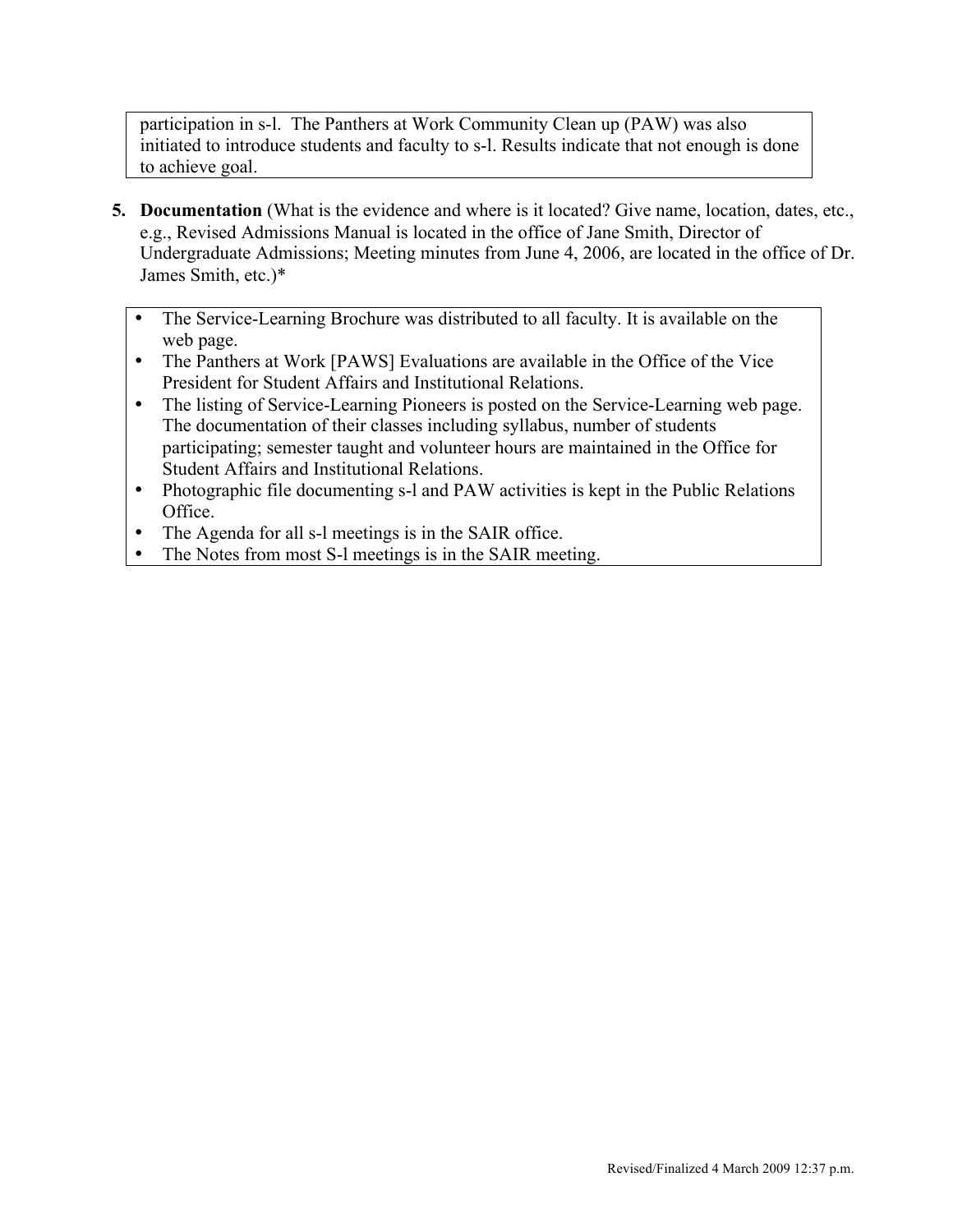participation in s-l. The Panthers at Work Community Clean up (PAW) was also initiated to introduce students and faculty to s-l. Results indicate that not enough is done to achieve goal.

5. **Documentation** (What is the evidence and where is it located? Give name, location, dates, etc., e.g., Revised Admissions Manual is located in the office of Jane Smith, Director of Undergraduate Admissions; Meeting minutes from June 4, 2006, are located in the office of Dr. James Smith, etc.)*

- The Service-Learning Brochure was distributed to all faculty. It is available on the web page.
- The Panthers at Work [PAWS] Evaluations are available in the Office of the Vice President for Student Affairs and Institutional Relations.
- The listing of Service-Learning Pioneers is posted on the Service-Learning web page. The documentation of their classes including syllabus, number of students participating; semester taught and volunteer hours are maintained in the Office for Student Affairs and Institutional Relations.
- Photographic file documenting s-l and PAW activities is kept in the Public Relations Office.
- The Agenda for all s-l meetings is in the SAIR office.
- The Notes from most S-l meetings is in the SAIR meeting.

Revised/Finalized 4 March 2009 12:37 p.m.